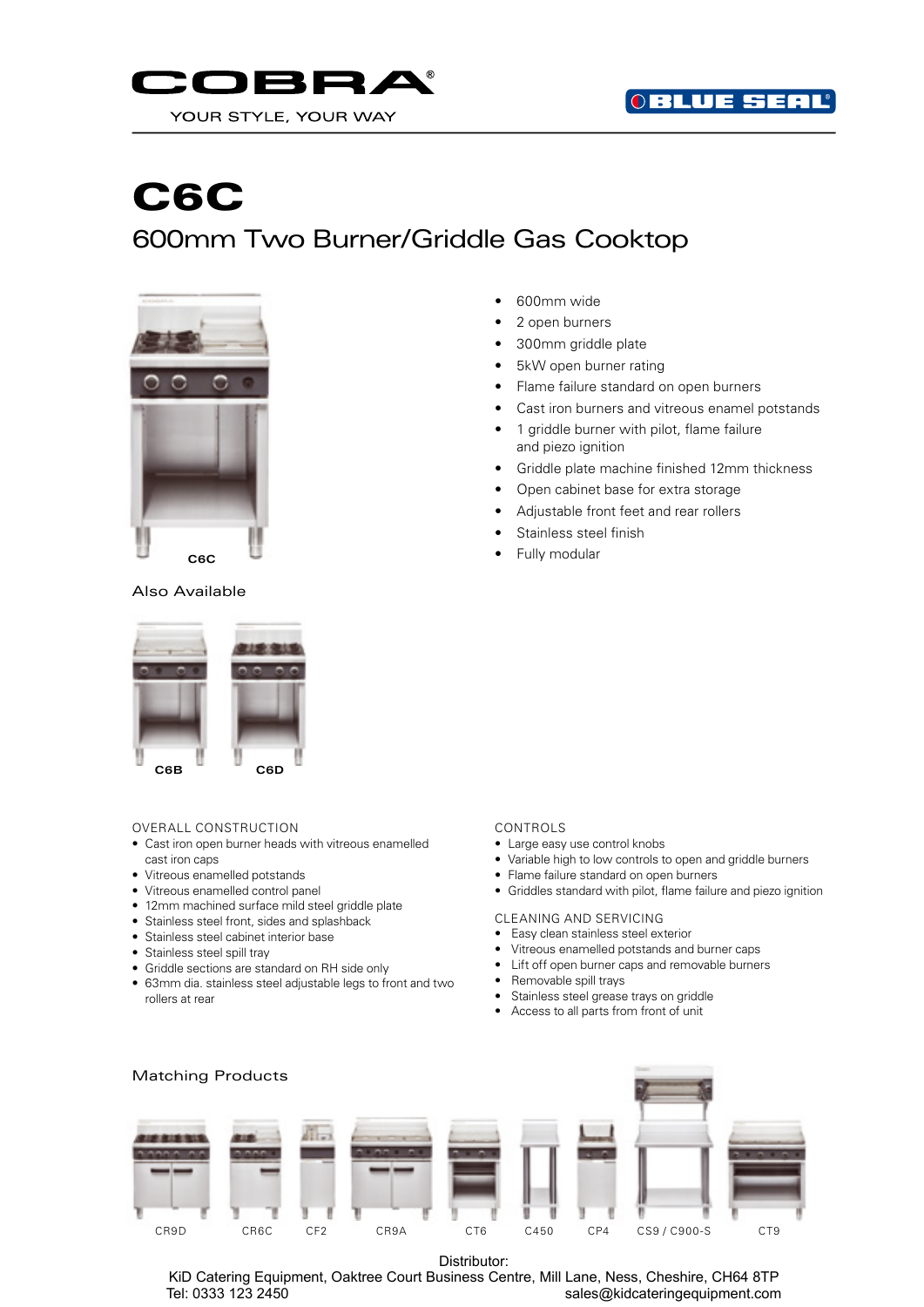COBRA®

YOUR STYLE, YOUR WAY

BLUE SEAL®

# C6C

## 600mm Two Burner/Griddle Gas Cooktop

- 600mm wide
- 2 open burners
- 300mm griddle plate
- 5kW open burner rating
- Flame failure standard on open burners
- Cast iron burners and vitreous enamel potstands
- 1 griddle burner with pilot, flame failure and piezo ignition
- Griddle plate machine finished 12mm thickness
- Open cabinet base for extra storage
- Adjustable front feet and rear rollers
- Stainless steel finish
- Fully modular

C6C

### Also Available

C6B C6D

### OVERALL CONSTRUCTION

- Cast iron open burner heads with vitreous enamelled cast iron caps
- Vitreous enamelled potstands
- Vitreous enamelled control panel
- 12mm machined surface mild steel griddle plate
- Stainless steel front, sides and splashback
- Stainless steel cabinet interior base
- Stainless steel spill tray
- Griddle sections are standard on RH side only
- 63mm dia. stainless steel adjustable legs to front and two rollers at rear

### CONTROLS

- Large easy use control knobs
- Variable high to low controls to open and griddle burners
- Flame failure standard on open burners
- Griddles standard with pilot, flame failure and piezo ignition

### CLEANING AND SERVICING

- Easy clean stainless steel exterior
- Vitreous enamelled potstands and burner caps
- Lift off open burner caps and removable burners
- Removable spill trays
- Stainless steel grease trays on griddle
- Access to all parts from front of unit

### Matching Products

CR9D CR6C CF2 CR9A CT6 C450 CP4 CS9 / C900-S CT9

Distributor:
KiD Catering Equipment, Oaktree Court Business Centre, Mill Lane, Ness, Cheshire, CH64 8TP
Tel: 0333 123 2450 sales@kidcateringequipment.com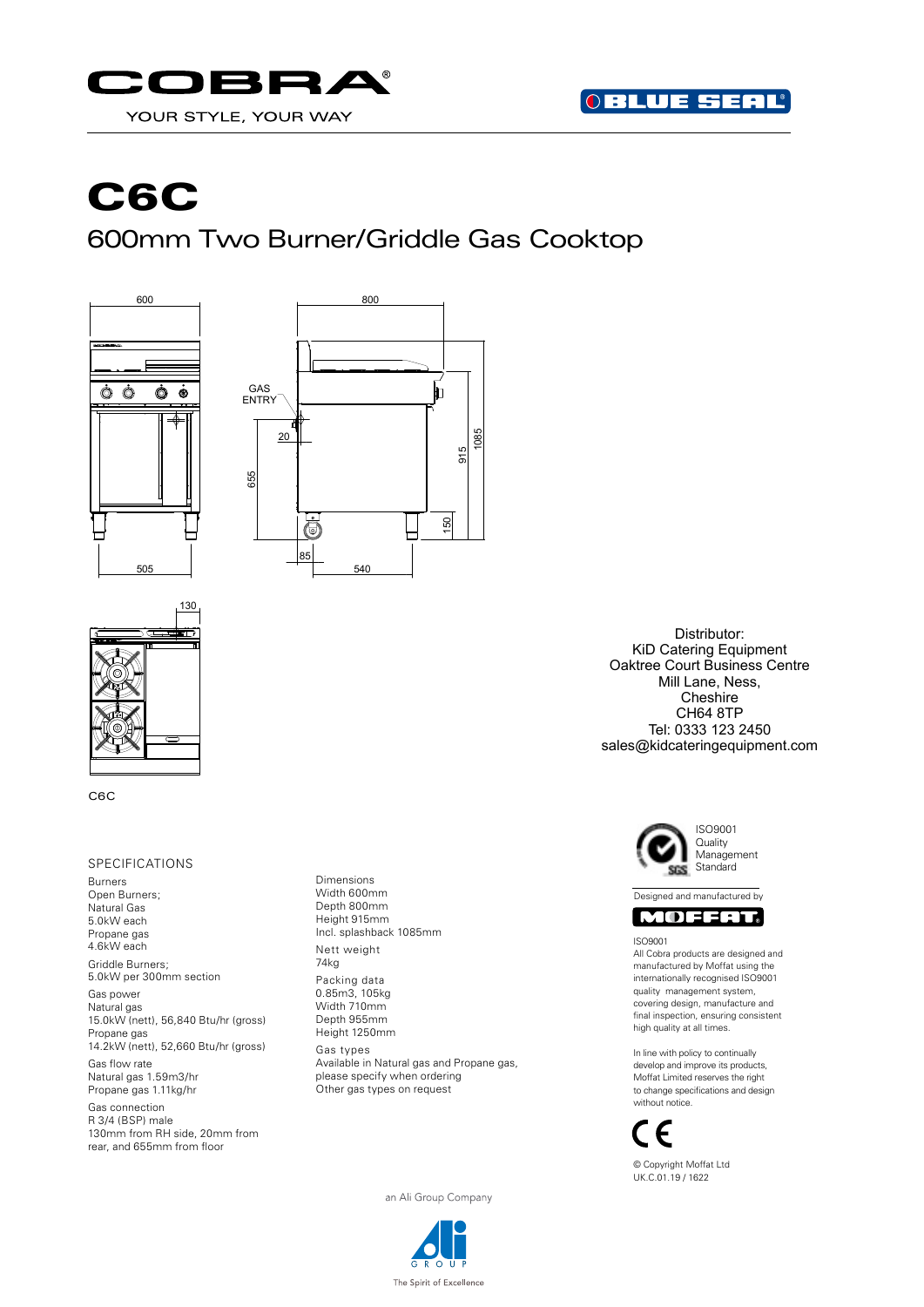COBRA®

YOUR STYLE, YOUR WAY

BLUE SEAL®

# C6C

## 600mm Two Burner/Griddle Gas Cooktop

600

800

GAS ENTRY

20

655

915

1085

150

85

505

540

130

C6C

Distributor:
KiD Catering Equipment
Oaktree Court Business Centre
Mill Lane, Ness,
Cheshire
CH64 8TP
Tel: 0333 123 2450
sales@kidcateringequipment.com

### SPECIFICATIONS

Burners
Open Burners;
Natural Gas
5.0kW each
Propane gas
4.6kW each

Griddle Burners;
5.0kW per 300mm section

Gas power
Natural gas
15.0kW (nett), 56,840 Btu/hr (gross)
Propane gas
14.2kW (nett), 52,660 Btu/hr (gross)

Gas flow rate
Natural gas 1.59m3/hr
Propane gas 1.11kg/hr

Gas connection
R 3/4 (BSP) male
130mm from RH side, 20mm from rear, and 655mm from floor

Dimensions
Width 600mm
Depth 800mm
Height 915mm
Incl. splashback 1085mm

Nett weight
74kg

Packing data
0.85m3, 105kg
Width 710mm
Depth 955mm
Height 1250mm

Gas types
Available in Natural gas and Propane gas, please specify when ordering
Other gas types on request

ISO9001 Quality Management Standard

Designed and manufactured by

MOFFAT

ISO9001
All Cobra products are designed and manufactured by Moffat using the internationally recognised ISO9001 quality management system, covering design, manufacture and final inspection, ensuring consistent high quality at all times.

In line with policy to continually develop and improve its products, Moffat Limited reserves the right to change specifications and design without notice.

CE

© Copyright Moffat Ltd
UK.C.01.19 / 1622

an Ali Group Company

GROUP

The Spirit of Excellence